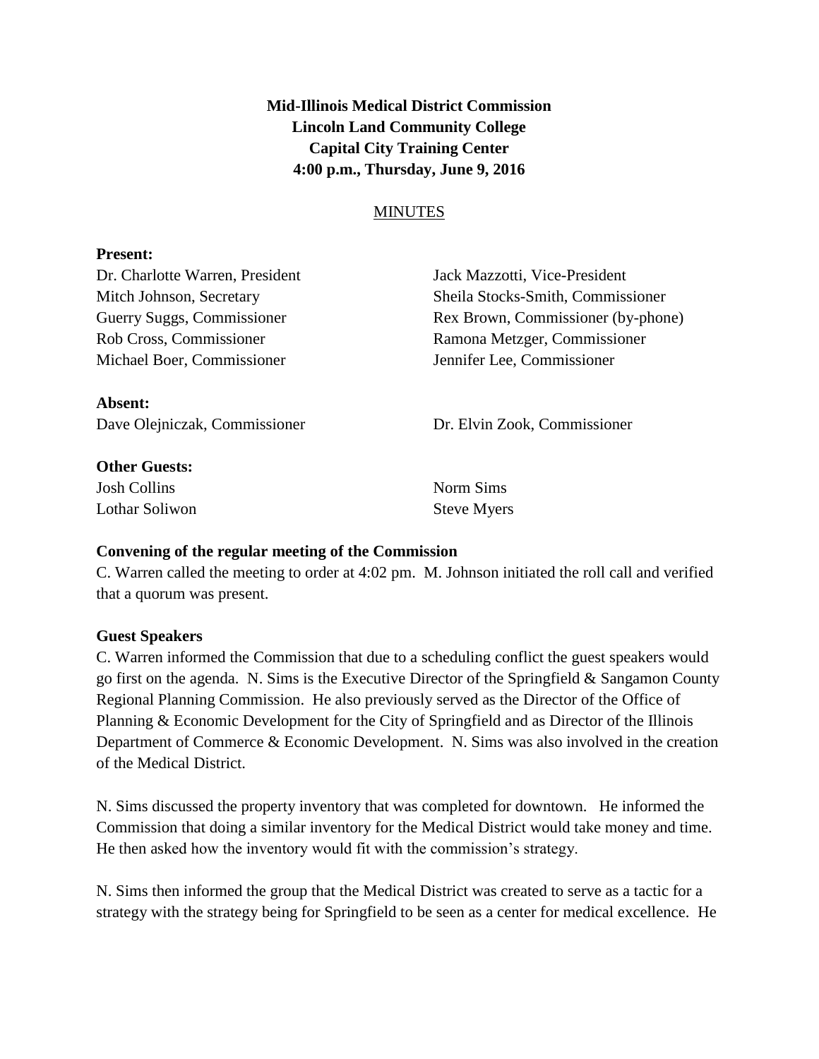**Mid-Illinois Medical District Commission**
**Lincoln Land Community College**
**Capital City Training Center**
**4:00 p.m., Thursday, June 9, 2016**

MINUTES

**Present:**

Dr. Charlotte Warren, President
Jack Mazzotti, Vice-President
Mitch Johnson, Secretary
Sheila Stocks-Smith, Commissioner
Guerry Suggs, Commissioner
Rex Brown, Commissioner (by-phone)
Rob Cross, Commissioner
Ramona Metzger, Commissioner
Michael Boer, Commissioner
Jennifer Lee, Commissioner

**Absent:**

Dave Olejniczak, Commissioner
Dr. Elvin Zook, Commissioner

**Other Guests:**

Josh Collins
Norm Sims
Lothar Soliwon
Steve Myers

**Convening of the regular meeting of the Commission**

C. Warren called the meeting to order at 4:02 pm. M. Johnson initiated the roll call and verified that a quorum was present.

**Guest Speakers**

C. Warren informed the Commission that due to a scheduling conflict the guest speakers would go first on the agenda. N. Sims is the Executive Director of the Springfield & Sangamon County Regional Planning Commission. He also previously served as the Director of the Office of Planning & Economic Development for the City of Springfield and as Director of the Illinois Department of Commerce & Economic Development. N. Sims was also involved in the creation of the Medical District.

N. Sims discussed the property inventory that was completed for downtown. He informed the Commission that doing a similar inventory for the Medical District would take money and time. He then asked how the inventory would fit with the commission's strategy.

N. Sims then informed the group that the Medical District was created to serve as a tactic for a strategy with the strategy being for Springfield to be seen as a center for medical excellence. He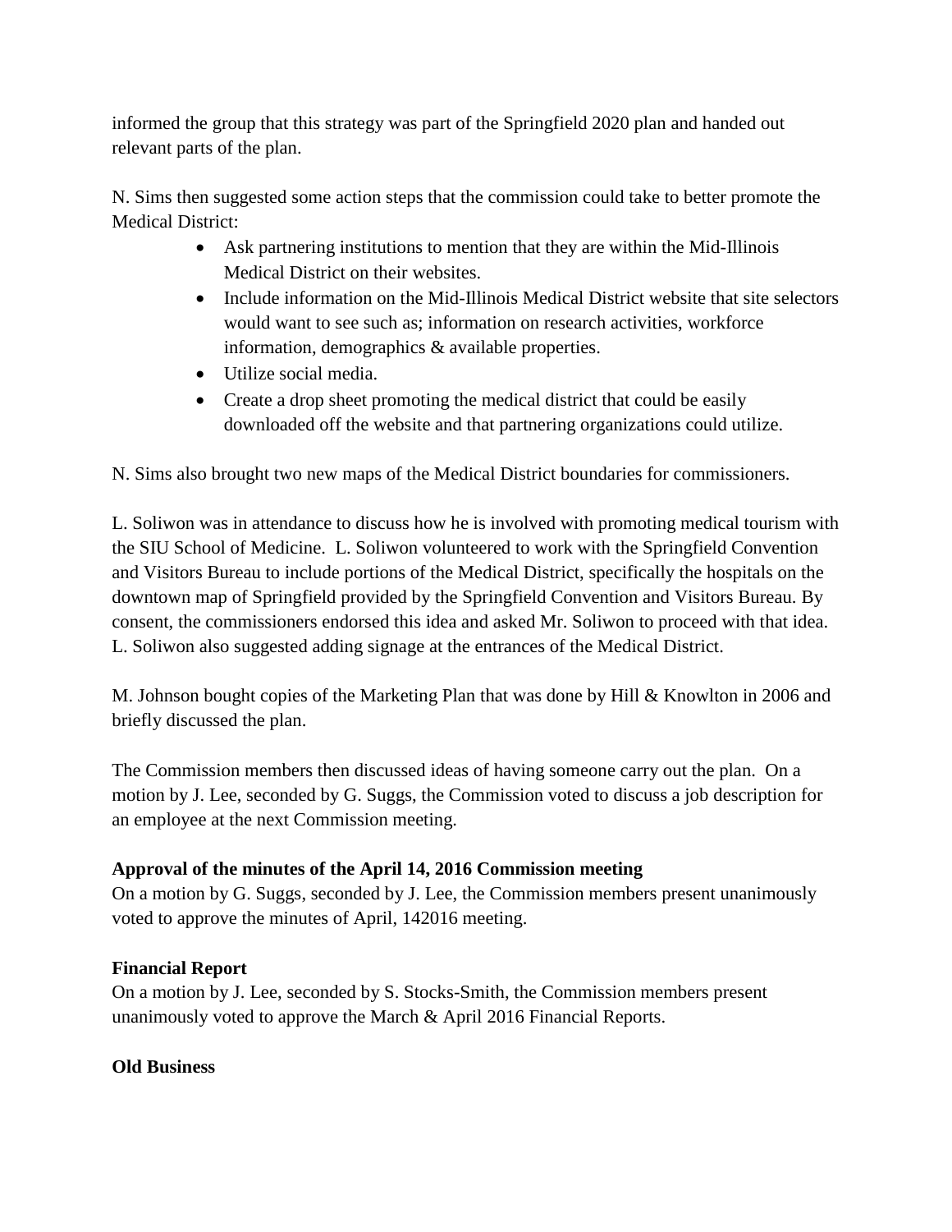informed the group that this strategy was part of the Springfield 2020 plan and handed out relevant parts of the plan.

N. Sims then suggested some action steps that the commission could take to better promote the Medical District:

- Ask partnering institutions to mention that they are within the Mid-Illinois Medical District on their websites.
- Include information on the Mid-Illinois Medical District website that site selectors would want to see such as; information on research activities, workforce information, demographics & available properties.
- Utilize social media.
- Create a drop sheet promoting the medical district that could be easily downloaded off the website and that partnering organizations could utilize.

N. Sims also brought two new maps of the Medical District boundaries for commissioners.

L. Soliwon was in attendance to discuss how he is involved with promoting medical tourism with the SIU School of Medicine. L. Soliwon volunteered to work with the Springfield Convention and Visitors Bureau to include portions of the Medical District, specifically the hospitals on the downtown map of Springfield provided by the Springfield Convention and Visitors Bureau. By consent, the commissioners endorsed this idea and asked Mr. Soliwon to proceed with that idea. L. Soliwon also suggested adding signage at the entrances of the Medical District.

M. Johnson bought copies of the Marketing Plan that was done by Hill & Knowlton in 2006 and briefly discussed the plan.

The Commission members then discussed ideas of having someone carry out the plan. On a motion by J. Lee, seconded by G. Suggs, the Commission voted to discuss a job description for an employee at the next Commission meeting.

**Approval of the minutes of the April 14, 2016 Commission meeting**

On a motion by G. Suggs, seconded by J. Lee, the Commission members present unanimously voted to approve the minutes of April, 142016 meeting.

**Financial Report**

On a motion by J. Lee, seconded by S. Stocks-Smith, the Commission members present unanimously voted to approve the March & April 2016 Financial Reports.

**Old Business**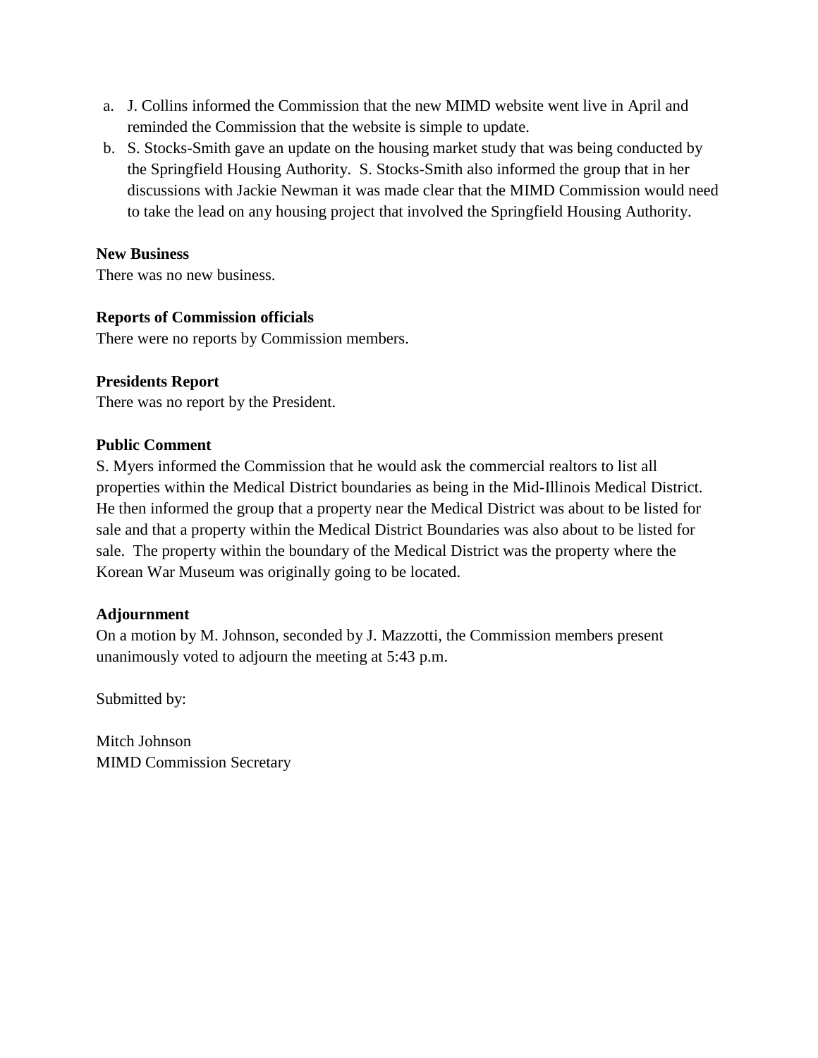a. J. Collins informed the Commission that the new MIMD website went live in April and reminded the Commission that the website is simple to update.
b. S. Stocks-Smith gave an update on the housing market study that was being conducted by the Springfield Housing Authority. S. Stocks-Smith also informed the group that in her discussions with Jackie Newman it was made clear that the MIMD Commission would need to take the lead on any housing project that involved the Springfield Housing Authority.

**New Business**
There was no new business.

**Reports of Commission officials**
There were no reports by Commission members.

**Presidents Report**
There was no report by the President.

**Public Comment**
S. Myers informed the Commission that he would ask the commercial realtors to list all properties within the Medical District boundaries as being in the Mid-Illinois Medical District. He then informed the group that a property near the Medical District was about to be listed for sale and that a property within the Medical District Boundaries was also about to be listed for sale. The property within the boundary of the Medical District was the property where the Korean War Museum was originally going to be located.

**Adjournment**
On a motion by M. Johnson, seconded by J. Mazzotti, the Commission members present unanimously voted to adjourn the meeting at 5:43 p.m.

Submitted by:

Mitch Johnson
MIMD Commission Secretary